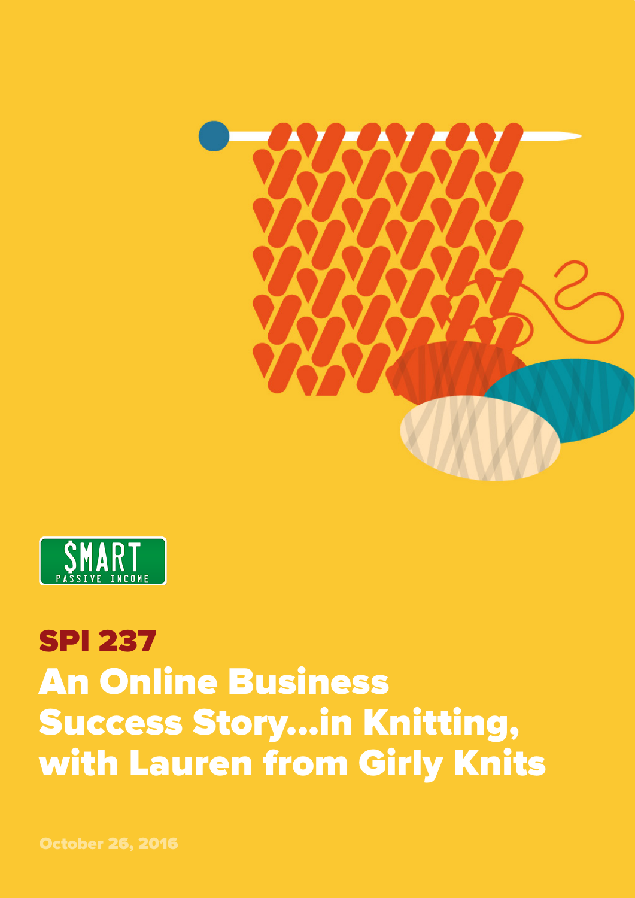SMART PASSIVE INCOME

# SPI 237

# An Online Business Success Story...in Knitting, with Lauren from Girly Knits

October 26, 2016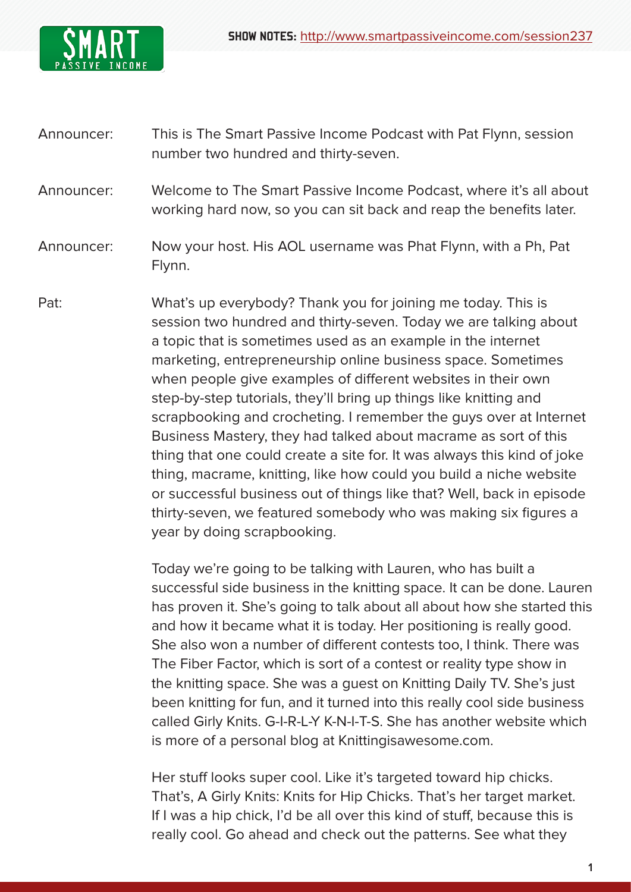Announcer: This is The Smart Passive Income Podcast with Pat Flynn, session number two hundred and thirty-seven.

Announcer: Welcome to The Smart Passive Income Podcast, where it's all about working hard now, so you can sit back and reap the benefits later.

Announcer: Now your host. His AOL username was Phat Flynn, with a Ph, Pat Flynn.

Pat: What's up everybody? Thank you for joining me today. This is session two hundred and thirty-seven. Today we are talking about a topic that is sometimes used as an example in the internet marketing, entrepreneurship online business space. Sometimes when people give examples of different websites in their own step-by-step tutorials, they'll bring up things like knitting and scrapbooking and crocheting. I remember the guys over at Internet Business Mastery, they had talked about macrame as sort of this thing that one could create a site for. It was always this kind of joke thing, macrame, knitting, like how could you build a niche website or successful business out of things like that? Well, back in episode thirty-seven, we featured somebody who was making six figures a year by doing scrapbooking.

Today we're going to be talking with Lauren, who has built a successful side business in the knitting space. It can be done. Lauren has proven it. She's going to talk about all about how she started this and how it became what it is today. Her positioning is really good. She also won a number of different contests too, I think. There was The Fiber Factor, which is sort of a contest or reality type show in the knitting space. She was a guest on Knitting Daily TV. She's just been knitting for fun, and it turned into this really cool side business called Girly Knits. G-I-R-L-Y K-N-I-T-S. She has another website which is more of a personal blog at Knittingisawesome.com.

Her stuff looks super cool. Like it's targeted toward hip chicks. That's, A Girly Knits: Knits for Hip Chicks. That's her target market. If I was a hip chick, I'd be all over this kind of stuff, because this is really cool. Go ahead and check out the patterns. See what they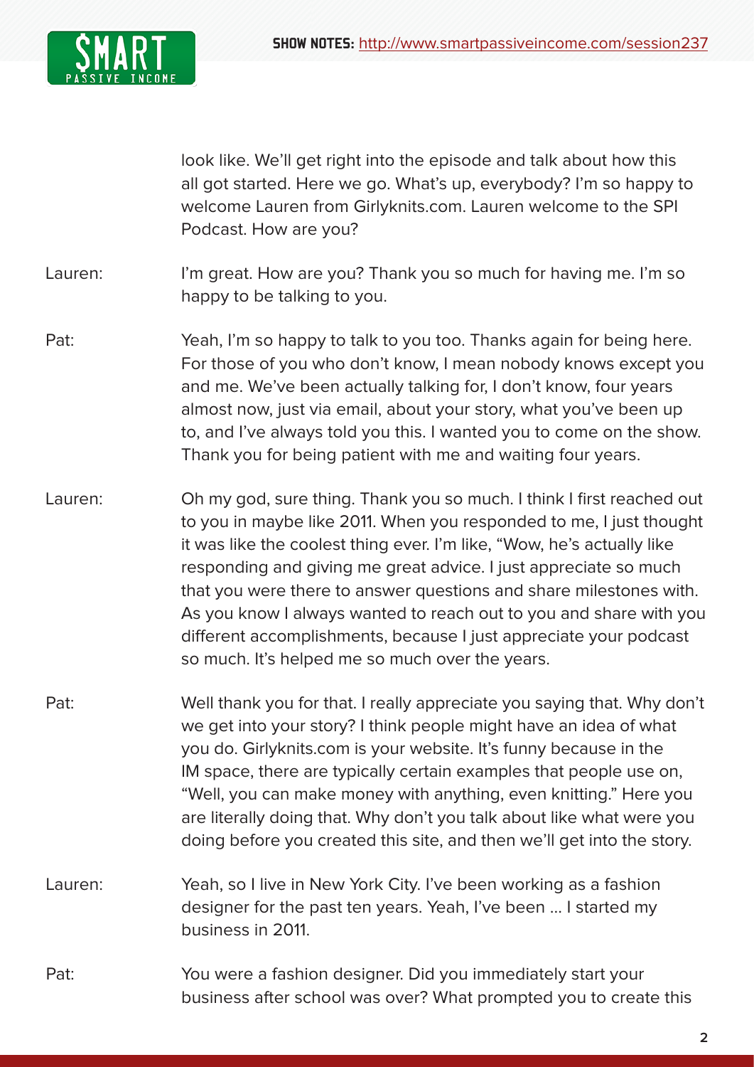look like. We'll get right into the episode and talk about how this all got started. Here we go. What's up, everybody? I'm so happy to welcome Lauren from Girlyknits.com. Lauren welcome to the SPI Podcast. How are you?

Lauren: I'm great. How are you? Thank you so much for having me. I'm so happy to be talking to you.

Pat: Yeah, I'm so happy to talk to you too. Thanks again for being here. For those of you who don't know, I mean nobody knows except you and me. We've been actually talking for, I don't know, four years almost now, just via email, about your story, what you've been up to, and I've always told you this. I wanted you to come on the show. Thank you for being patient with me and waiting four years.

Lauren: Oh my god, sure thing. Thank you so much. I think I first reached out to you in maybe like 2011. When you responded to me, I just thought it was like the coolest thing ever. I'm like, "Wow, he's actually like responding and giving me great advice. I just appreciate so much that you were there to answer questions and share milestones with. As you know I always wanted to reach out to you and share with you different accomplishments, because I just appreciate your podcast so much. It's helped me so much over the years.

Pat: Well thank you for that. I really appreciate you saying that. Why don't we get into your story? I think people might have an idea of what you do. Girlyknits.com is your website. It's funny because in the IM space, there are typically certain examples that people use on, "Well, you can make money with anything, even knitting." Here you are literally doing that. Why don't you talk about like what were you doing before you created this site, and then we'll get into the story.

Lauren: Yeah, so I live in New York City. I've been working as a fashion designer for the past ten years. Yeah, I've been … I started my business in 2011.

Pat: You were a fashion designer. Did you immediately start your business after school was over? What prompted you to create this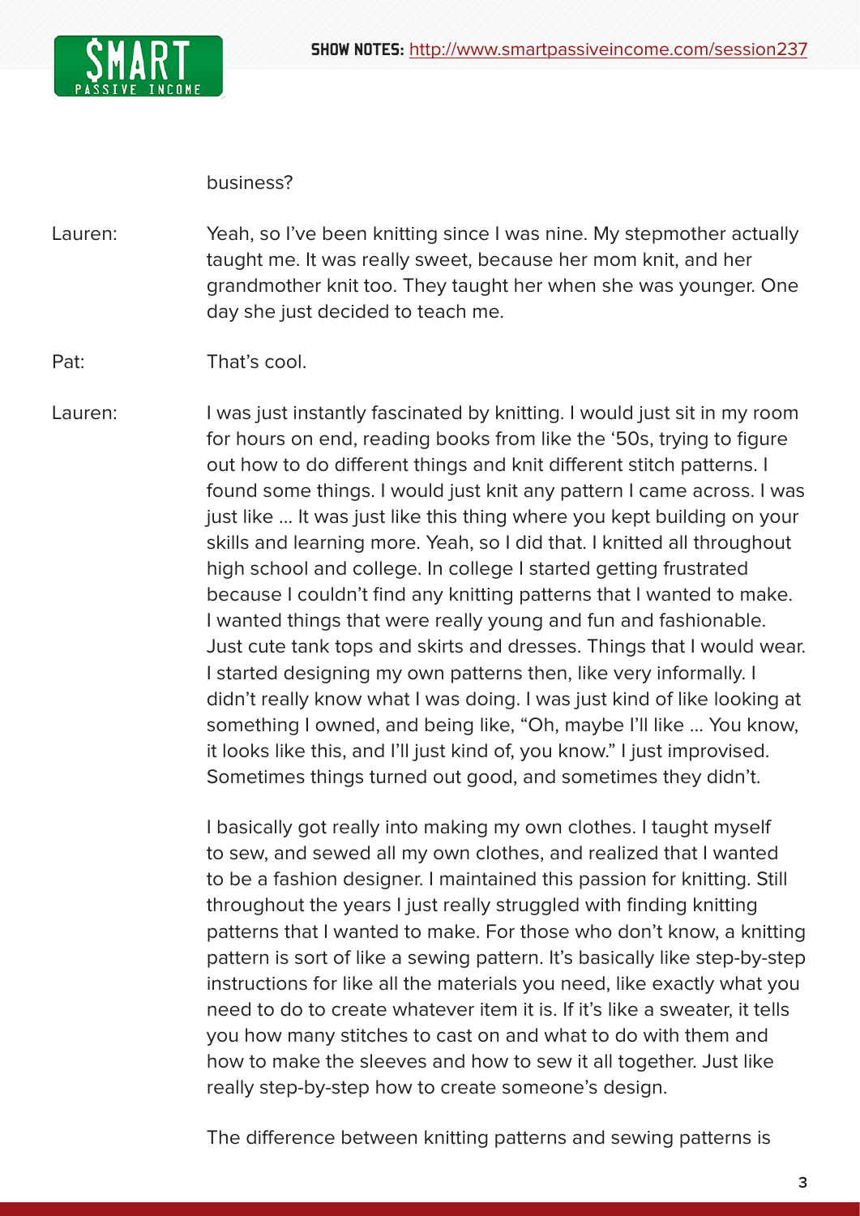business?

Lauren: Yeah, so I've been knitting since I was nine. My stepmother actually taught me. It was really sweet, because her mom knit, and her grandmother knit too. They taught her when she was younger. One day she just decided to teach me.

Pat: That's cool.

Lauren: I was just instantly fascinated by knitting. I would just sit in my room for hours on end, reading books from like the '50s, trying to figure out how to do different things and knit different stitch patterns. I found some things. I would just knit any pattern I came across. I was just like … It was just like this thing where you kept building on your skills and learning more. Yeah, so I did that. I knitted all throughout high school and college. In college I started getting frustrated because I couldn't find any knitting patterns that I wanted to make. I wanted things that were really young and fun and fashionable. Just cute tank tops and skirts and dresses. Things that I would wear. I started designing my own patterns then, like very informally. I didn't really know what I was doing. I was just kind of like looking at something I owned, and being like, "Oh, maybe I'll like … You know, it looks like this, and I'll just kind of, you know." I just improvised. Sometimes things turned out good, and sometimes they didn't.

I basically got really into making my own clothes. I taught myself to sew, and sewed all my own clothes, and realized that I wanted to be a fashion designer. I maintained this passion for knitting. Still throughout the years I just really struggled with finding knitting patterns that I wanted to make. For those who don't know, a knitting pattern is sort of like a sewing pattern. It's basically like step-by-step instructions for like all the materials you need, like exactly what you need to do to create whatever item it is. If it's like a sweater, it tells you how many stitches to cast on and what to do with them and how to make the sleeves and how to sew it all together. Just like really step-by-step how to create someone's design.

The difference between knitting patterns and sewing patterns is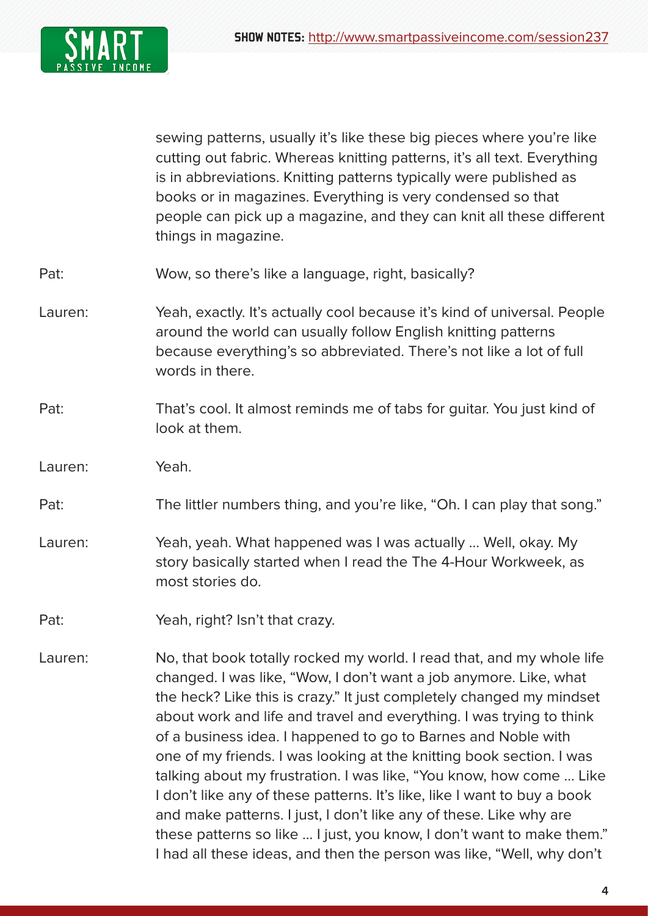sewing patterns, usually it's like these big pieces where you're like cutting out fabric. Whereas knitting patterns, it's all text. Everything is in abbreviations. Knitting patterns typically were published as books or in magazines. Everything is very condensed so that people can pick up a magazine, and they can knit all these different things in magazine.

Pat: Wow, so there's like a language, right, basically?

Lauren: Yeah, exactly. It's actually cool because it's kind of universal. People around the world can usually follow English knitting patterns because everything's so abbreviated. There's not like a lot of full words in there.

Pat: That's cool. It almost reminds me of tabs for guitar. You just kind of look at them.

Lauren: Yeah.

Pat: The littler numbers thing, and you're like, "Oh. I can play that song."

Lauren: Yeah, yeah. What happened was I was actually … Well, okay. My story basically started when I read the The 4-Hour Workweek, as most stories do.

Pat: Yeah, right? Isn't that crazy.

Lauren: No, that book totally rocked my world. I read that, and my whole life changed. I was like, "Wow, I don't want a job anymore. Like, what the heck? Like this is crazy." It just completely changed my mindset about work and life and travel and everything. I was trying to think of a business idea. I happened to go to Barnes and Noble with one of my friends. I was looking at the knitting book section. I was talking about my frustration. I was like, "You know, how come … Like I don't like any of these patterns. It's like, like I want to buy a book and make patterns. I just, I don't like any of these. Like why are these patterns so like … I just, you know, I don't want to make them." I had all these ideas, and then the person was like, "Well, why don't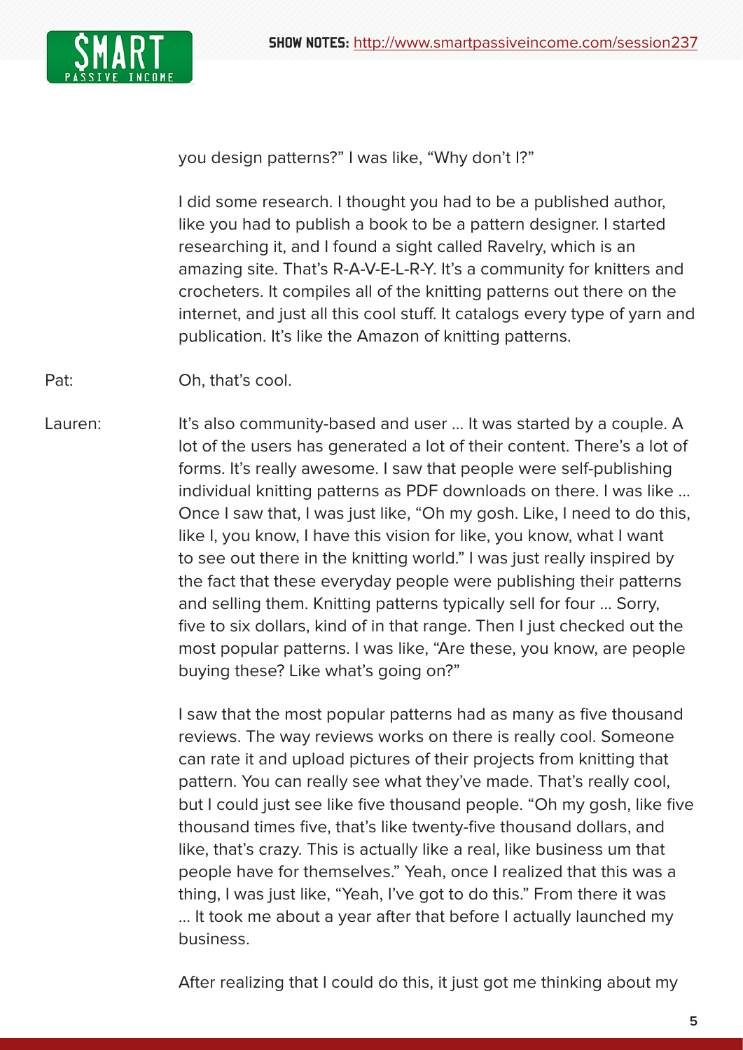you design patterns?" I was like, "Why don't I?"

I did some research. I thought you had to be a published author, like you had to publish a book to be a pattern designer. I started researching it, and I found a sight called Ravelry, which is an amazing site. That's R-A-V-E-L-R-Y. It's a community for knitters and crocheters. It compiles all of the knitting patterns out there on the internet, and just all this cool stuff. It catalogs every type of yarn and publication. It's like the Amazon of knitting patterns.

Pat: Oh, that's cool.

Lauren: It's also community-based and user … It was started by a couple. A lot of the users has generated a lot of their content. There's a lot of forms. It's really awesome. I saw that people were self-publishing individual knitting patterns as PDF downloads on there. I was like … Once I saw that, I was just like, "Oh my gosh. Like, I need to do this, like I, you know, I have this vision for like, you know, what I want to see out there in the knitting world." I was just really inspired by the fact that these everyday people were publishing their patterns and selling them. Knitting patterns typically sell for four … Sorry, five to six dollars, kind of in that range. Then I just checked out the most popular patterns. I was like, "Are these, you know, are people buying these? Like what's going on?"

I saw that the most popular patterns had as many as five thousand reviews. The way reviews works on there is really cool. Someone can rate it and upload pictures of their projects from knitting that pattern. You can really see what they've made. That's really cool, but I could just see like five thousand people. "Oh my gosh, like five thousand times five, that's like twenty-five thousand dollars, and like, that's crazy. This is actually like a real, like business um that people have for themselves." Yeah, once I realized that this was a thing, I was just like, "Yeah, I've got to do this." From there it was … It took me about a year after that before I actually launched my business.

After realizing that I could do this, it just got me thinking about my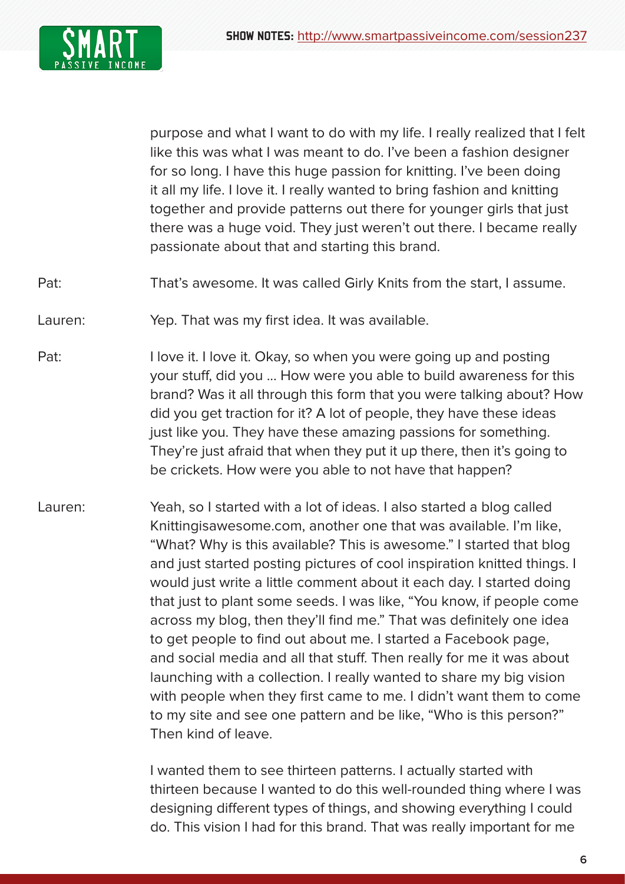purpose and what I want to do with my life. I really realized that I felt like this was what I was meant to do. I've been a fashion designer for so long. I have this huge passion for knitting. I've been doing it all my life. I love it. I really wanted to bring fashion and knitting together and provide patterns out there for younger girls that just there was a huge void. They just weren't out there. I became really passionate about that and starting this brand.

Pat: That's awesome. It was called Girly Knits from the start, I assume.

Lauren: Yep. That was my first idea. It was available.

Pat: I love it. I love it. Okay, so when you were going up and posting your stuff, did you … How were you able to build awareness for this brand? Was it all through this form that you were talking about? How did you get traction for it? A lot of people, they have these ideas just like you. They have these amazing passions for something. They're just afraid that when they put it up there, then it's going to be crickets. How were you able to not have that happen?

Lauren: Yeah, so I started with a lot of ideas. I also started a blog called Knittingisawesome.com, another one that was available. I'm like, "What? Why is this available? This is awesome." I started that blog and just started posting pictures of cool inspiration knitted things. I would just write a little comment about it each day. I started doing that just to plant some seeds. I was like, "You know, if people come across my blog, then they'll find me." That was definitely one idea to get people to find out about me. I started a Facebook page, and social media and all that stuff. Then really for me it was about launching with a collection. I really wanted to share my big vision with people when they first came to me. I didn't want them to come to my site and see one pattern and be like, "Who is this person?" Then kind of leave.

I wanted them to see thirteen patterns. I actually started with thirteen because I wanted to do this well-rounded thing where I was designing different types of things, and showing everything I could do. This vision I had for this brand. That was really important for me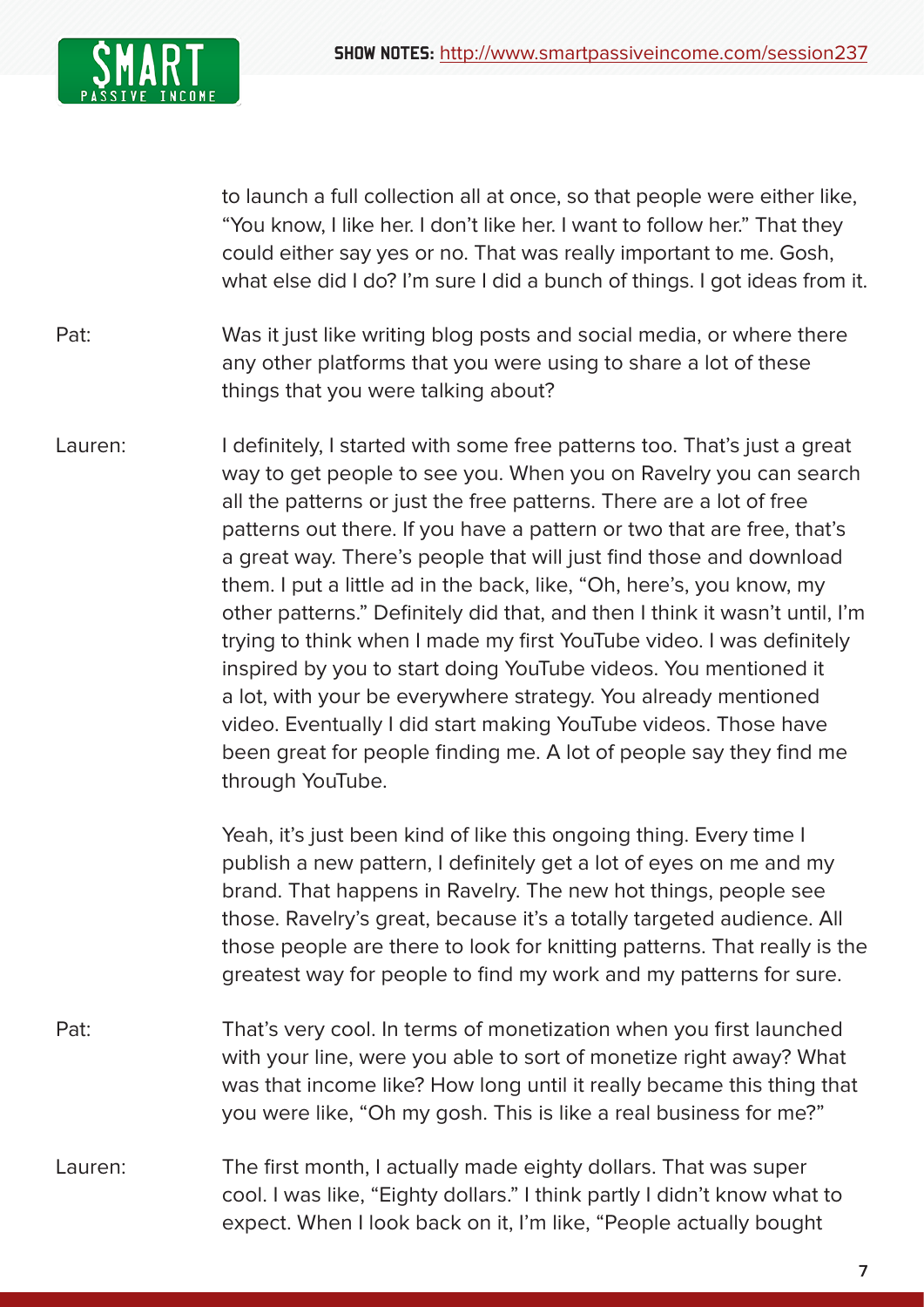to launch a full collection all at once, so that people were either like, "You know, I like her. I don't like her. I want to follow her." That they could either say yes or no. That was really important to me. Gosh, what else did I do? I'm sure I did a bunch of things. I got ideas from it.

Pat: Was it just like writing blog posts and social media, or where there any other platforms that you were using to share a lot of these things that you were talking about?

Lauren: I definitely, I started with some free patterns too. That's just a great way to get people to see you. When you on Ravelry you can search all the patterns or just the free patterns. There are a lot of free patterns out there. If you have a pattern or two that are free, that's a great way. There's people that will just find those and download them. I put a little ad in the back, like, "Oh, here's, you know, my other patterns." Definitely did that, and then I think it wasn't until, I'm trying to think when I made my first YouTube video. I was definitely inspired by you to start doing YouTube videos. You mentioned it a lot, with your be everywhere strategy. You already mentioned video. Eventually I did start making YouTube videos. Those have been great for people finding me. A lot of people say they find me through YouTube.

Yeah, it's just been kind of like this ongoing thing. Every time I publish a new pattern, I definitely get a lot of eyes on me and my brand. That happens in Ravelry. The new hot things, people see those. Ravelry's great, because it's a totally targeted audience. All those people are there to look for knitting patterns. That really is the greatest way for people to find my work and my patterns for sure.

Pat: That's very cool. In terms of monetization when you first launched with your line, were you able to sort of monetize right away? What was that income like? How long until it really became this thing that you were like, "Oh my gosh. This is like a real business for me?"

Lauren: The first month, I actually made eighty dollars. That was super cool. I was like, "Eighty dollars." I think partly I didn't know what to expect. When I look back on it, I'm like, "People actually bought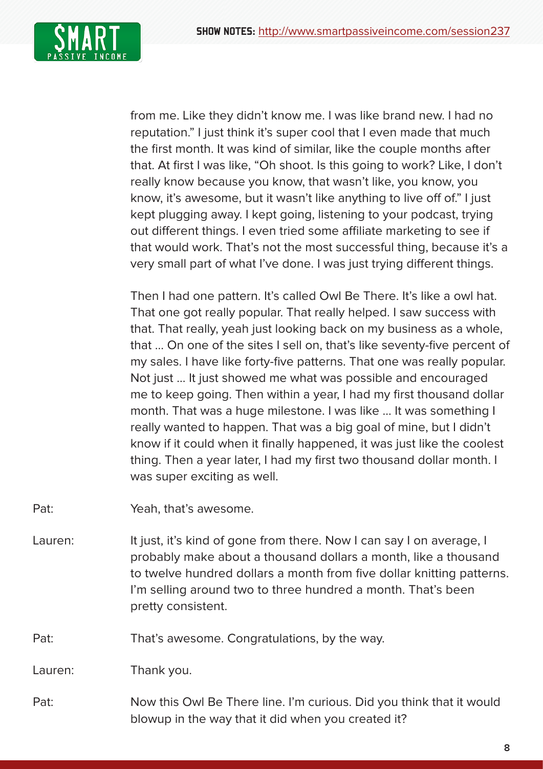from me. Like they didn't know me. I was like brand new. I had no reputation." I just think it's super cool that I even made that much the first month. It was kind of similar, like the couple months after that. At first I was like, "Oh shoot. Is this going to work? Like, I don't really know because you know, that wasn't like, you know, you know, it's awesome, but it wasn't like anything to live off of." I just kept plugging away. I kept going, listening to your podcast, trying out different things. I even tried some affiliate marketing to see if that would work. That's not the most successful thing, because it's a very small part of what I've done. I was just trying different things.

Then I had one pattern. It's called Owl Be There. It's like a owl hat. That one got really popular. That really helped. I saw success with that. That really, yeah just looking back on my business as a whole, that ... On one of the sites I sell on, that's like seventy-five percent of my sales. I have like forty-five patterns. That one really popular. Not just ... It just showed me what was possible and encouraged me to keep going. Then within a year, I had my first thousand dollar month. That was a huge milestone. I was like ... It was something I really wanted to happen. That was a big goal of mine, but I didn't know if it could when it finally happened, it was just like the coolest thing. Then a year later, I had my first two thousand dollar month. I was super exciting as well.

Pat: Yeah, that's awesome.

Lauren: It just, it's kind of gone from there. Now I can say I on average, I probably make about a thousand dollars a month, like a thousand to twelve hundred dollars a month from five dollar knitting patterns. I'm selling around two to three hundred a month. That's been pretty consistent.

Pat: That's awesome. Congratulations, by the way.

Lauren: Thank you.

Pat: Now this Owl Be There line. I'm curious. Did you think that it would blowup in the way that it did when you created it?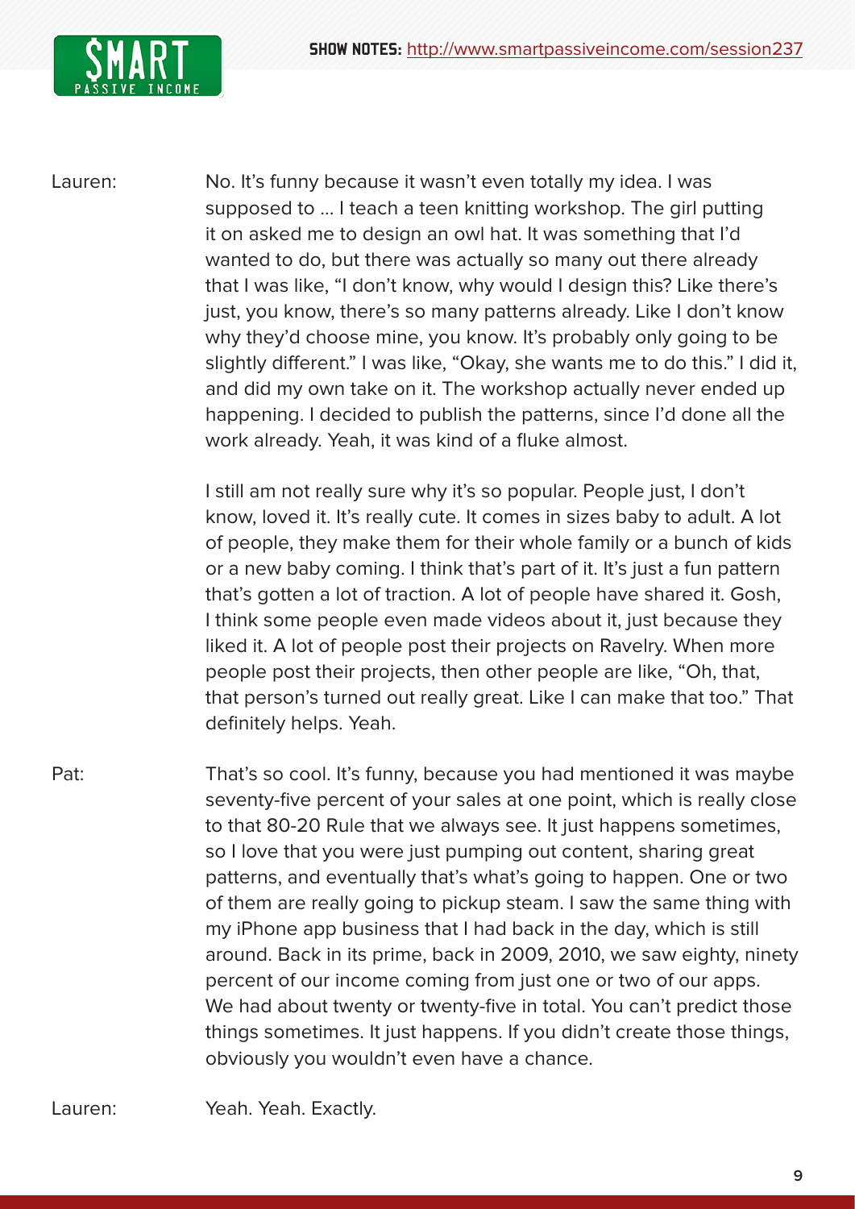Lauren: No. It's funny because it wasn't even totally my idea. I was supposed to … I teach a teen knitting workshop. The girl putting it on asked me to design an owl hat. It was something that I'd wanted to do, but there was actually so many out there already that I was like, "I don't know, why would I design this? Like there's just, you know, there's so many patterns already. Like I don't know why they'd choose mine, you know. It's probably only going to be slightly different." I was like, "Okay, she wants me to do this." I did it, and did my own take on it. The workshop actually never ended up happening. I decided to publish the patterns, since I'd done all the work already. Yeah, it was kind of a fluke almost.

I still am not really sure why it's so popular. People just, I don't know, loved it. It's really cute. It comes in sizes baby to adult. A lot of people, they make them for their whole family or a bunch of kids or a new baby coming. I think that's part of it. It's just a fun pattern that's gotten a lot of traction. A lot of people have shared it. Gosh, I think some people even made videos about it, just because they liked it. A lot of people post their projects on Ravelry. When more people post their projects, then other people are like, "Oh, that, that person's turned out really great. Like I can make that too." That definitely helps. Yeah.

Pat: That's so cool. It's funny, because you had mentioned it was maybe seventy-five percent of your sales at one point, which is really close to that 80-20 Rule that we always see. It just happens sometimes, so I love that you were just pumping out content, sharing great patterns, and eventually that's what's going to happen. One or two of them are really going to pickup steam. I saw the same thing with my iPhone app business that I had back in the day, which is still around. Back in its prime, back in 2009, 2010, we saw eighty, ninety percent of our income coming from just one or two of our apps. We had about twenty or twenty-five in total. You can't predict those things sometimes. It just happens. If you didn't create those things, obviously you wouldn't even have a chance.

Lauren: Yeah. Yeah. Exactly.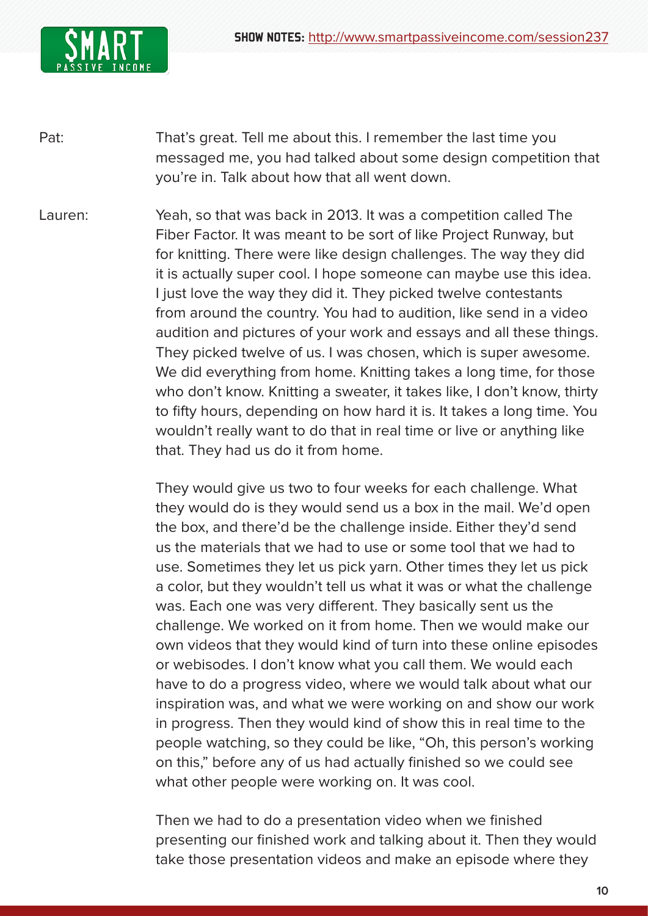Pat: That's great. Tell me about this. I remember the last time you messaged me, you had talked about some design competition that you're in. Talk about how that all went down.

Lauren: Yeah, so that was back in 2013. It was a competition called The Fiber Factor. It was meant to be sort of like Project Runway, but for knitting. There were like design challenges. The way they did it is actually super cool. I hope someone can maybe use this idea. I just love the way they did it. They picked twelve contestants from around the country. You had to audition, like send in a video audition and pictures of your work and essays and all these things. They picked twelve of us. I was chosen, which is super awesome. We did everything from home. Knitting takes a long time, for those who don't know. Knitting a sweater, it takes like, I don't know, thirty to fifty hours, depending on how hard it is. It takes a long time. You wouldn't really want to do that in real time or live or anything like that. They had us do it from home.

They would give us two to four weeks for each challenge. What they would do is they would send us a box in the mail. We'd open the box, and there'd be the challenge inside. Either they'd send us the materials that we had to use or some tool that we had to use. Sometimes they let us pick yarn. Other times they let us pick a color, but they wouldn't tell us what it was or what the challenge was. Each one was very different. They basically sent us the challenge. We worked on it from home. Then we would make our own videos that they would kind of turn into these online episodes or webisodes. I don't know what you call them. We would each have to do a progress video, where we would talk about what our inspiration was, and what we were working on and show our work in progress. Then they would kind of show this in real time to the people watching, so they could be like, "Oh, this person's working on this," before any of us had actually finished so we could see what other people were working on. It was cool.

Then we had to do a presentation video when we finished presenting our finished work and talking about it. Then they would take those presentation videos and make an episode where they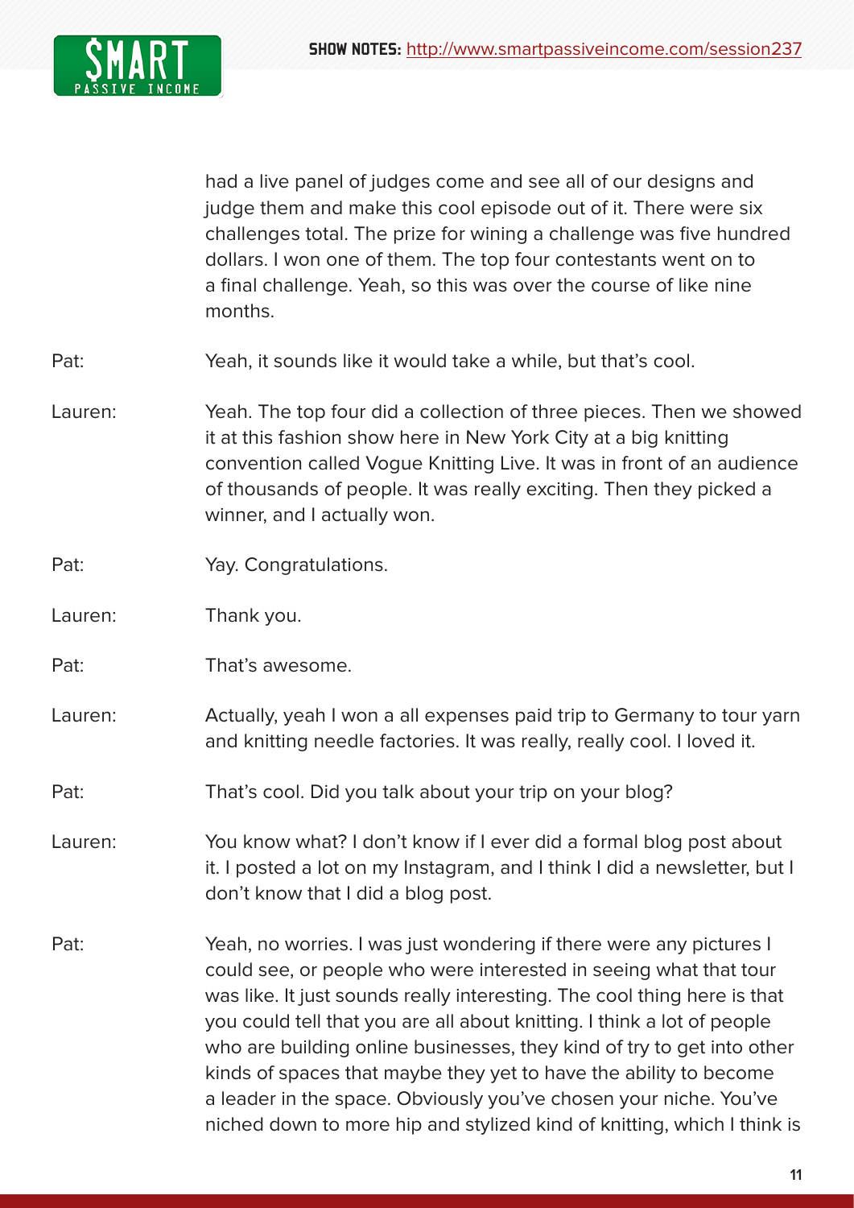had a live panel of judges come and see all of our designs and judge them and make this cool episode out of it. There were six challenges total. The prize for wining a challenge was five hundred dollars. I won one of them. The top four contestants went on to a final challenge. Yeah, so this was over the course of like nine months.

Pat: Yeah, it sounds like it would take a while, but that's cool.

Lauren: Yeah. The top four did a collection of three pieces. Then we showed it at this fashion show here in New York City at a big knitting convention called Vogue Knitting Live. It was in front of an audience of thousands of people. It was really exciting. Then they picked a winner, and I actually won.

Pat: Yay. Congratulations.

Lauren: Thank you.

Pat: That's awesome.

Lauren: Actually, yeah I won a all expenses paid trip to Germany to tour yarn and knitting needle factories. It was really, really cool. I loved it.

Pat: That's cool. Did you talk about your trip on your blog?

Lauren: You know what? I don't know if I ever did a formal blog post about it. I posted a lot on my Instagram, and I think I did a newsletter, but I don't know that I did a blog post.

Pat: Yeah, no worries. I was just wondering if there were any pictures I could see, or people who were interested in seeing what that tour was like. It just sounds really interesting. The cool thing here is that you could tell that you are all about knitting. I think a lot of people who are building online businesses, they kind of try to get into other kinds of spaces that maybe they yet to have the ability to become a leader in the space. Obviously you've chosen your niche. You've niched down to more hip and stylized kind of knitting, which I think is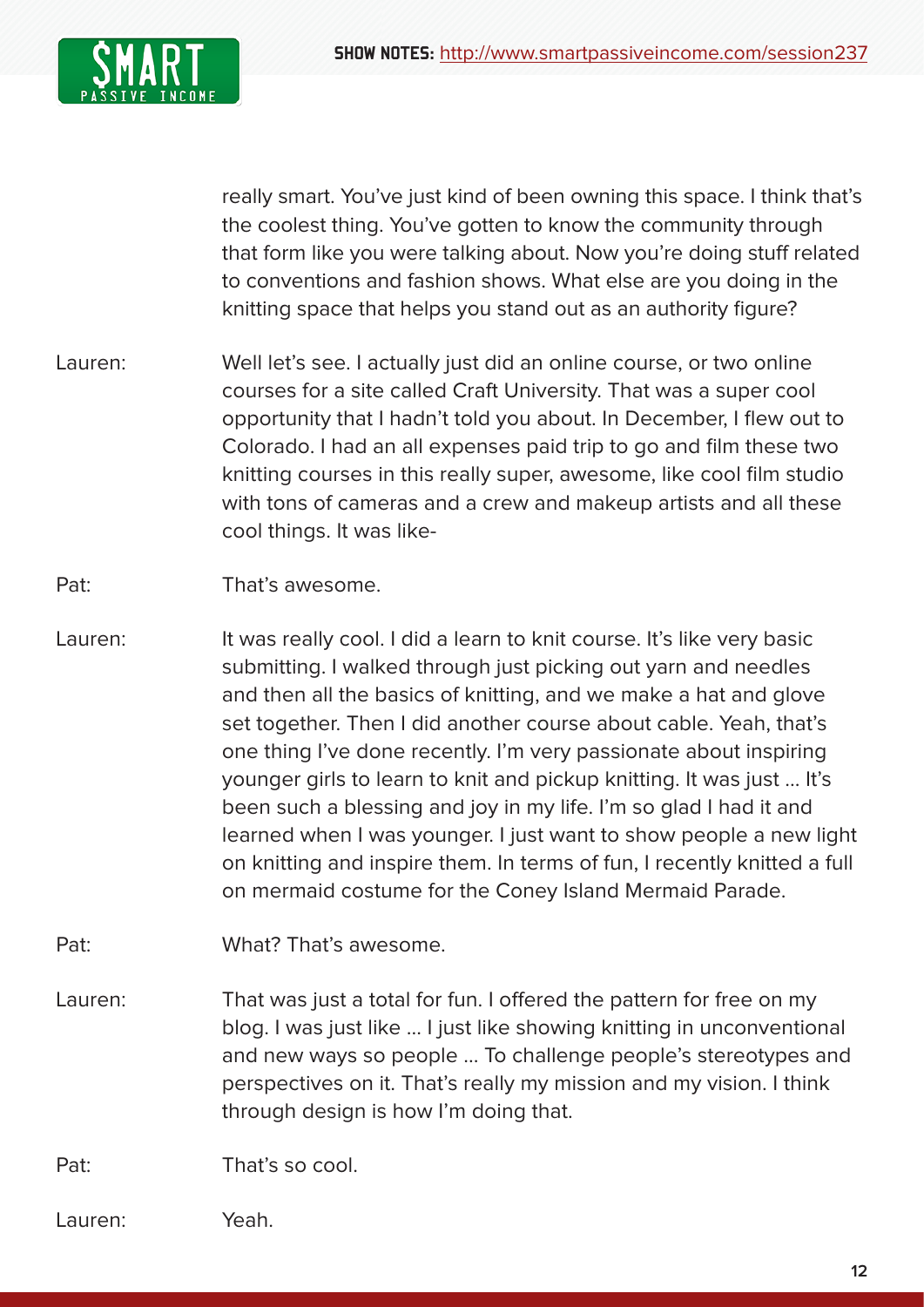really smart. You've just kind of been owning this space. I think that's the coolest thing. You've gotten to know the community through that form like you were talking about. Now you're doing stuff related to conventions and fashion shows. What else are you doing in the knitting space that helps you stand out as an authority figure?

Lauren: Well let's see. I actually just did an online course, or two online courses for a site called Craft University. That was a super cool opportunity that I hadn't told you about. In December, I flew out to Colorado. I had an all expenses paid trip to go and film these two knitting courses in this really super, awesome, like cool film studio with tons of cameras and a crew and makeup artists and all these cool things. It was like-

Pat: That's awesome.

Lauren: It was really cool. I did a learn to knit course. It's like very basic submitting. I walked through just picking out yarn and needles and then all the basics of knitting, and we make a hat and glove set together. Then I did another course about cable. Yeah, that's one thing I've done recently. I'm very passionate about inspiring younger girls to learn to knit and pickup knitting. It was just … It's been such a blessing and joy in my life. I'm so glad I had it and learned when I was younger. I just want to show people a new light on knitting and inspire them. In terms of fun, I recently knitted a full on mermaid costume for the Coney Island Mermaid Parade.

Pat: What? That's awesome.

Lauren: That was just a total for fun. I offered the pattern for free on my blog. I was just like … I just like showing knitting in unconventional and new ways so people … To challenge people's stereotypes and perspectives on it. That's really my mission and my vision. I think through design is how I'm doing that.

Pat: That's so cool.

Lauren: Yeah.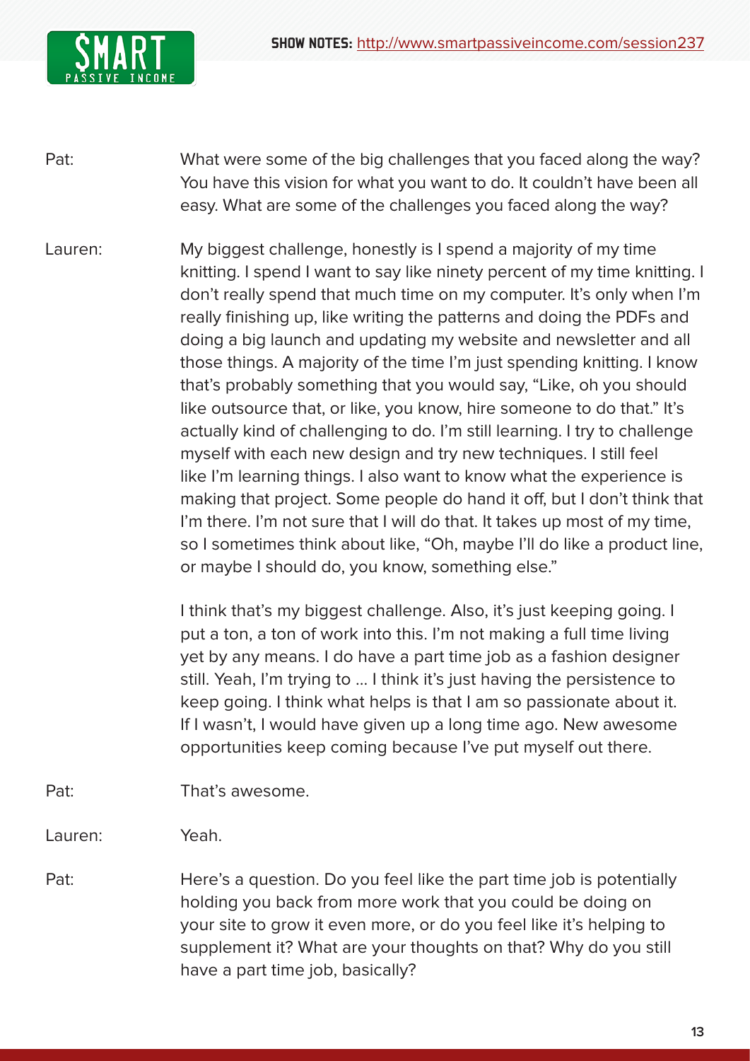Pat: What were some of the big challenges that you faced along the way? You have this vision for what you want to do. It couldn't have been all easy. What are some of the challenges you faced along the way?

Lauren: My biggest challenge, honestly is I spend a majority of my time knitting. I spend I want to say like ninety percent of my time knitting. I don't really spend that much time on my computer. It's only when I'm really finishing up, like writing the patterns and doing the PDFs and doing a big launch and updating my website and newsletter and all those things. A majority of the time I'm just spending knitting. I know that's probably something that you would say, "Like, oh you should like outsource that, or like, you know, hire someone to do that." It's actually kind of challenging to do. I'm still learning. I try to challenge myself with each new design and try new techniques. I still feel like I'm learning things. I also want to know what the experience is making that project. Some people do hand it off, but I don't think that I'm there. I'm not sure that I will do that. It takes up most of my time, so I sometimes think about like, "Oh, maybe I'll do like a product line, or maybe I should do, you know, something else."

I think that's my biggest challenge. Also, it's just keeping going. I put a ton, a ton of work into this. I'm not making a full time living yet by any means. I do have a part time job as a fashion designer still. Yeah, I'm trying to ... I think it's just having the persistence to keep going. I think what helps is that I am so passionate about it. If I wasn't, I would have given up a long time ago. New awesome opportunities keep coming because I've put myself out there.

Pat: That's awesome.

Lauren: Yeah.

Pat: Here's a question. Do you feel like the part time job is potentially holding you back from more work that you could be doing on your site to grow it even more, or do you feel like it's helping to supplement it? What are your thoughts on that? Why do you still have a part time job, basically?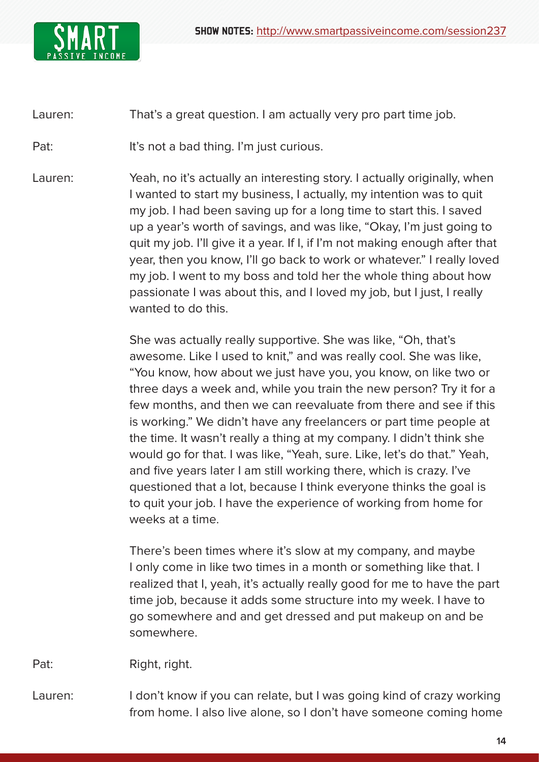Lauren: That's a great question. I am actually very pro part time job.

Pat: It's not a bad thing. I'm just curious.

Lauren: Yeah, no it's actually an interesting story. I actually originally, when I wanted to start my business, I actually, my intention was to quit my job. I had been saving up for a long time to start this. I saved up a year's worth of savings, and was like, "Okay, I'm just going to quit my job. I'll give it a year. If I, if I'm not making enough after that year, then you know, I'll go back to work or whatever." I really loved my job. I went to my boss and told her the whole thing about how passionate I was about this, and I loved my job, but I just, I really wanted to do this.

She was actually really supportive. She was like, "Oh, that's awesome. Like I used to knit," and was really cool. She was like, "You know, how about we just have you, you know, on like two or three days a week and, while you train the new person? Try it for a few months, and then we can reevaluate from there and see if this is working." We didn't have any freelancers or part time people at the time. It wasn't really a thing at my company. I didn't think she would go for that. I was like, "Yeah, sure. Like, let's do that." Yeah, and five years later I am still working there, which is crazy. I've questioned that a lot, because I think everyone thinks the goal is to quit your job. I have the experience of working from home for weeks at a time.

There's been times where it's slow at my company, and maybe I only come in like two times in a month or something like that. I realized that I, yeah, it's actually really good for me to have the part time job, because it adds some structure into my week. I have to go somewhere and and get dressed and put makeup on and be somewhere.

Pat: Right, right.

Lauren: I don't know if you can relate, but I was going kind of crazy working from home. I also live alone, so I don't have someone coming home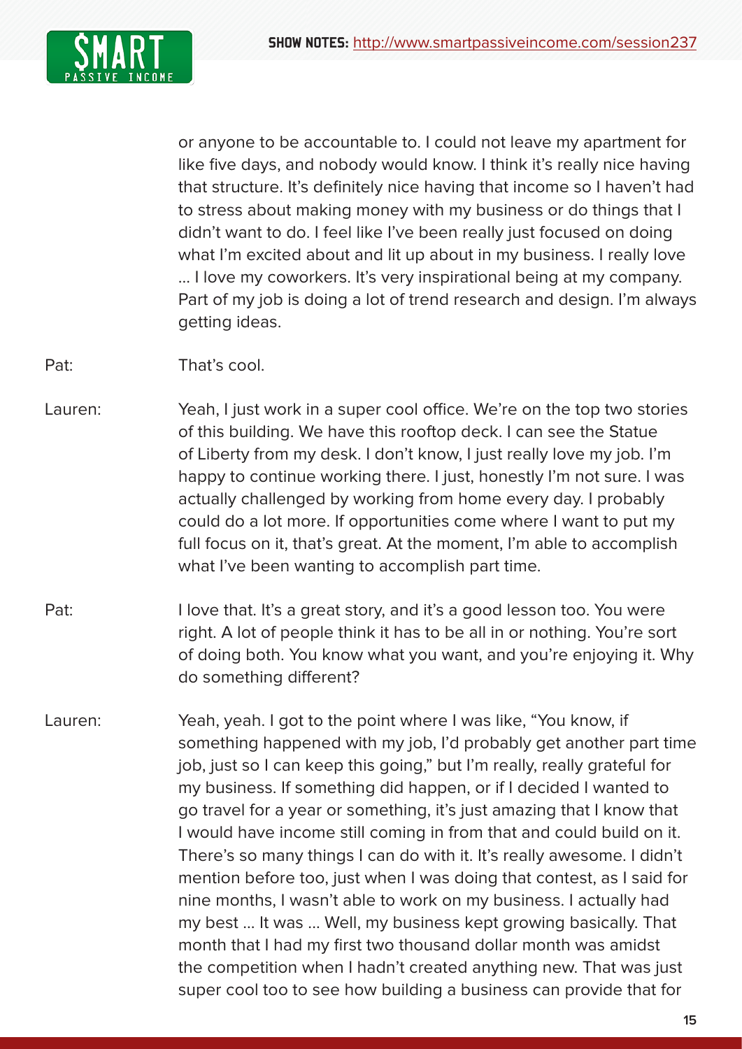or anyone to be accountable to. I could not leave my apartment for like five days, and nobody would know. I think it's really nice having that structure. It's definitely nice having that income so I haven't had to stress about making money with my business or do things that I didn't want to do. I feel like I've been really just focused on doing what I'm excited about and lit up about in my business. I really love … I love my coworkers. It's very inspirational being at my company. Part of my job is doing a lot of trend research and design. I'm always getting ideas.

Pat: That's cool.

Lauren: Yeah, I just work in a super cool office. We're on the top two stories of this building. We have this rooftop deck. I can see the Statue of Liberty from my desk. I don't know, I just really love my job. I'm happy to continue working there. I just, honestly I'm not sure. I was actually challenged by working from home every day. I probably could do a lot more. If opportunities come where I want to put my full focus on it, that's great. At the moment, I'm able to accomplish what I've been wanting to accomplish part time.

Pat: I love that. It's a great story, and it's a good lesson too. You were right. A lot of people think it has to be all in or nothing. You're sort of doing both. You know what you want, and you're enjoying it. Why do something different?

Lauren: Yeah, yeah. I got to the point where I was like, "You know, if something happened with my job, I'd probably get another part time job, just so I can keep this going," but I'm really, really grateful for my business. If something did happen, or if I decided I wanted to go travel for a year or something, it's just amazing that I know that I would have income still coming in from that and could build on it. There's so many things I can do with it. It's really awesome. I didn't mention before too, just when I was doing that contest, as I said for nine months, I wasn't able to work on my business. I actually had my best … It was … Well, my business kept growing basically. That month that I had my first two thousand dollar month was amidst the competition when I hadn't created anything new. That was just super cool too to see how building a business can provide that for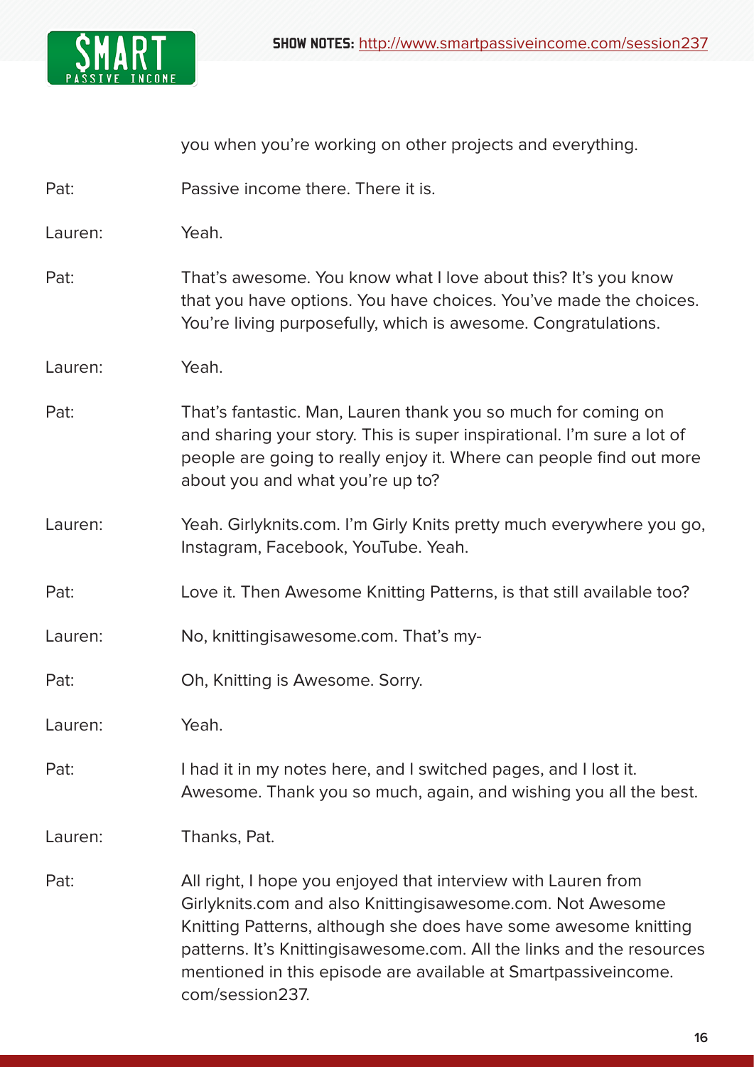you when you're working on other projects and everything.

Pat: Passive income there. There it is.

Lauren: Yeah.

Pat: That's awesome. You know what I love about this? It's you know that you have options. You have choices. You've made the choices. You're living purposefully, which is awesome. Congratulations.

Lauren: Yeah.

Pat: That's fantastic. Man, Lauren thank you so much for coming on and sharing your story. This is super inspirational. I'm sure a lot of people are going to really enjoy it. Where can people find out more about you and what you're up to?

Lauren: Yeah. Girlyknits.com. I'm Girly Knits pretty much everywhere you go, Instagram, Facebook, YouTube. Yeah.

Pat: Love it. Then Awesome Knitting Patterns, is that still available too?

Lauren: No, knittingisawesome.com. That's my-

Pat: Oh, Knitting is Awesome. Sorry.

Lauren: Yeah.

Pat: I had it in my notes here, and I switched pages, and I lost it. Awesome. Thank you so much, again, and wishing you all the best.

Lauren: Thanks, Pat.

Pat: All right, I hope you enjoyed that interview with Lauren from Girlyknits.com and also Knittingisawesome.com. Not Awesome Knitting Patterns, although she does have some awesome knitting patterns. It's Knittingisawesome.com. All the links and the resources mentioned in this episode are available at Smartpassiveincome.com/session237.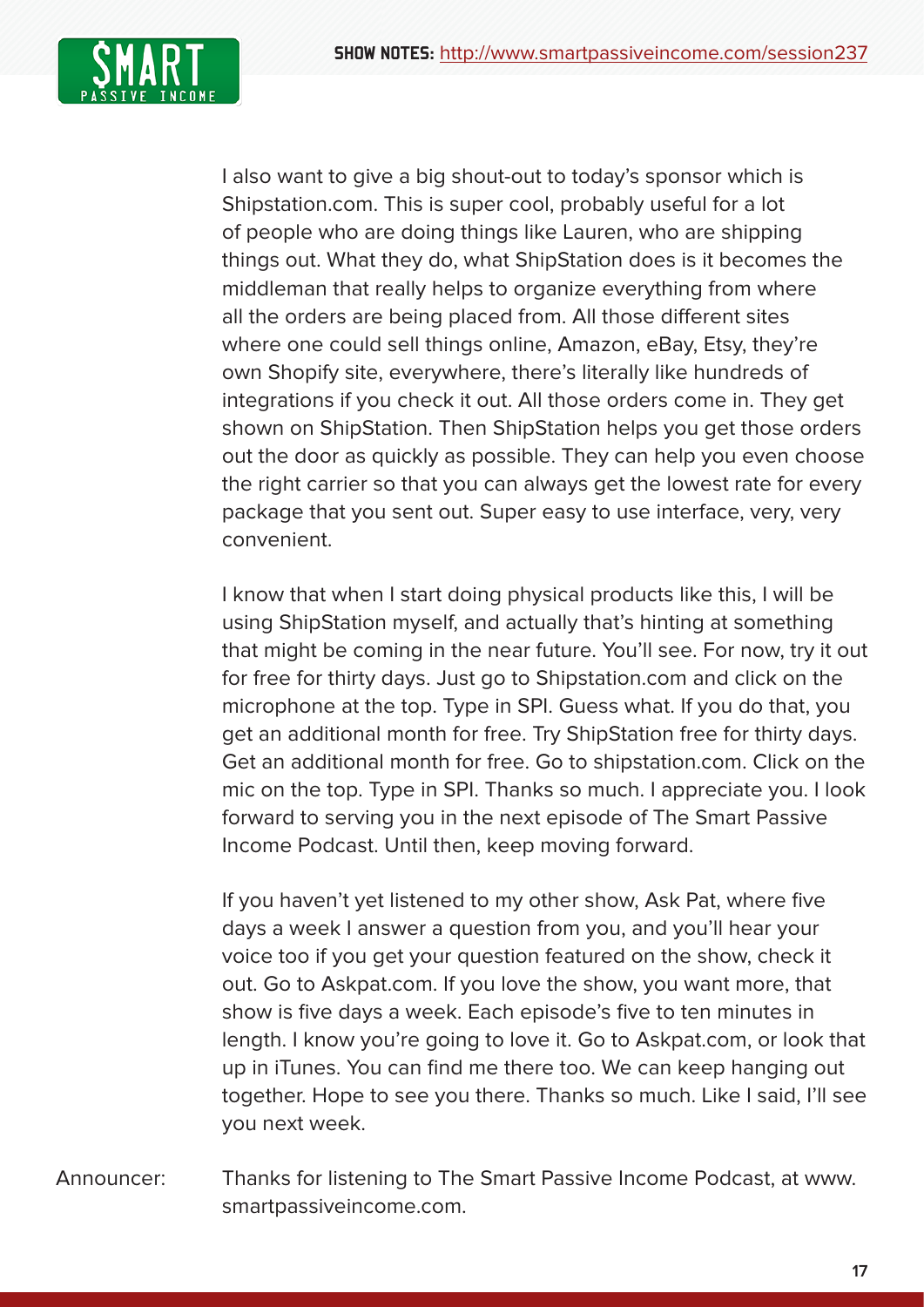I also want to give a big shout-out to today's sponsor which is Shipstation.com. This is super cool, probably useful for a lot of people who are doing things like Lauren, who are shipping things out. What they do, what ShipStation does is it becomes the middleman that really helps to organize everything from where all the orders are being placed from. All those different sites where one could sell things online, Amazon, eBay, Etsy, they're own Shopify site, everywhere, there's literally like hundreds of integrations if you check it out. All those orders come in. They get shown on ShipStation. Then ShipStation helps you get those orders out the door as quickly as possible. They can help you even choose the right carrier so that you can always get the lowest rate for every package that you sent out. Super easy to use interface, very, very convenient.

I know that when I start doing physical products like this, I will be using ShipStation myself, and actually that's hinting at something that might be coming in the near future. You'll see. For now, try it out for free for thirty days. Just go to Shipstation.com and click on the microphone at the top. Type in SPI. Guess what. If you do that, you get an additional month for free. Try ShipStation free for thirty days. Get an additional month for free. Go to shipstation.com. Click on the mic on the top. Type in SPI. Thanks so much. I appreciate you. I look forward to serving you in the next episode of The Smart Passive Income Podcast. Until then, keep moving forward.

If you haven't yet listened to my other show, Ask Pat, where five days a week I answer a question from you, and you'll hear your voice too if you get your question featured on the show, check it out. Go to Askpat.com. If you love the show, you want more, that show is five days a week. Each episode's five to ten minutes in length. I know you're going to love it. Go to Askpat.com, or look that up in iTunes. You can find me there too. We can keep hanging out together. Hope to see you there. Thanks so much. Like I said, I'll see you next week.

Announcer: Thanks for listening to The Smart Passive Income Podcast, at www.smartpassiveincome.com.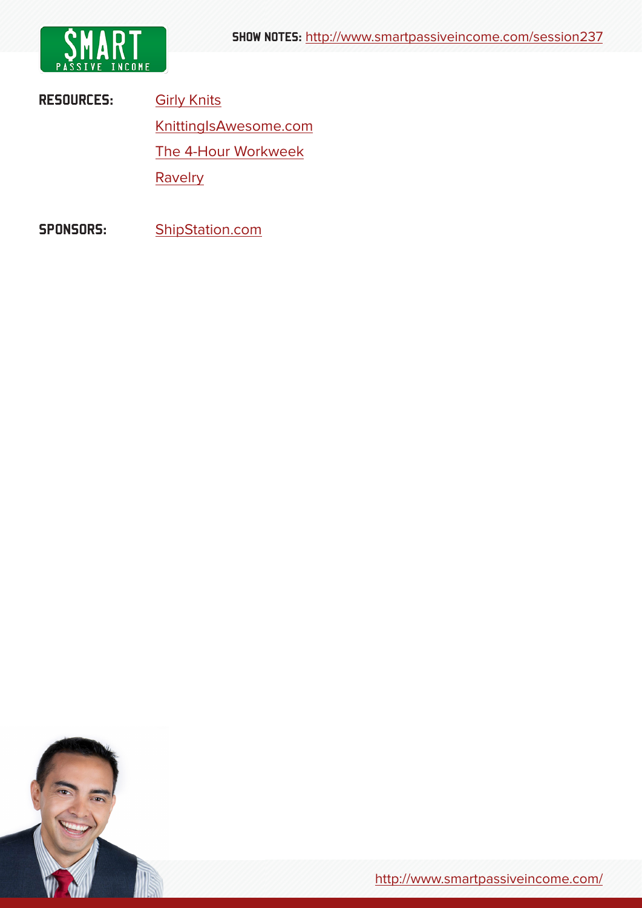**RESOURCES:**

- Girly Knits
- KnittingIsAwesome.com
- The 4-Hour Workweek
- Ravelry

**SPONSORS:**

- ShipStation.com